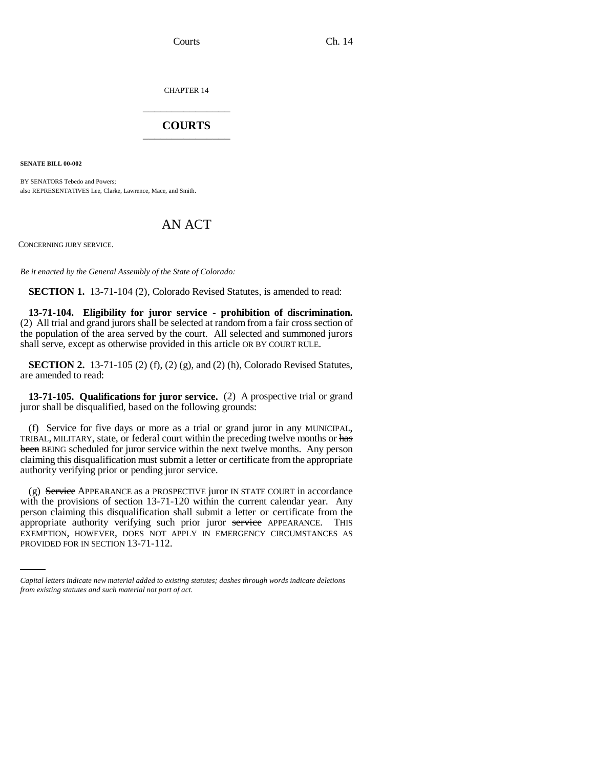CHAPTER 14

# COURTS

**SENATE BILL 00-002**

BY SENATORS Tebedo and Powers;
also REPRESENTATIVES Lee, Clarke, Lawrence, Mace, and Smith.

# AN ACT

CONCERNING JURY SERVICE.

*Be it enacted by the General Assembly of the State of Colorado:*

**SECTION 1.** 13-71-104 (2), Colorado Revised Statutes, is amended to read:

**13-71-104. Eligibility for juror service - prohibition of discrimination.** (2) All trial and grand jurors shall be selected at random from a fair cross section of the population of the area served by the court. All selected and summoned jurors shall serve, except as otherwise provided in this article OR BY COURT RULE.

**SECTION 2.** 13-71-105 (2) (f), (2) (g), and (2) (h), Colorado Revised Statutes, are amended to read:

**13-71-105. Qualifications for juror service.** (2) A prospective trial or grand juror shall be disqualified, based on the following grounds:

(f) Service for five days or more as a trial or grand juror in any MUNICIPAL, TRIBAL, MILITARY, state, or federal court within the preceding twelve months or ~~has been~~ BEING scheduled for juror service within the next twelve months. Any person claiming this disqualification must submit a letter or certificate from the appropriate authority verifying prior or pending juror service.

(g) ~~Service~~ APPEARANCE as a PROSPECTIVE juror IN STATE COURT in accordance with the provisions of section 13-71-120 within the current calendar year. Any person claiming this disqualification shall submit a letter or certificate from the appropriate authority verifying such prior juror ~~service~~ APPEARANCE. THIS EXEMPTION, HOWEVER, DOES NOT APPLY IN EMERGENCY CIRCUMSTANCES AS PROVIDED FOR IN SECTION 13-71-112.

*Capital letters indicate new material added to existing statutes; dashes through words indicate deletions from existing statutes and such material not part of act.*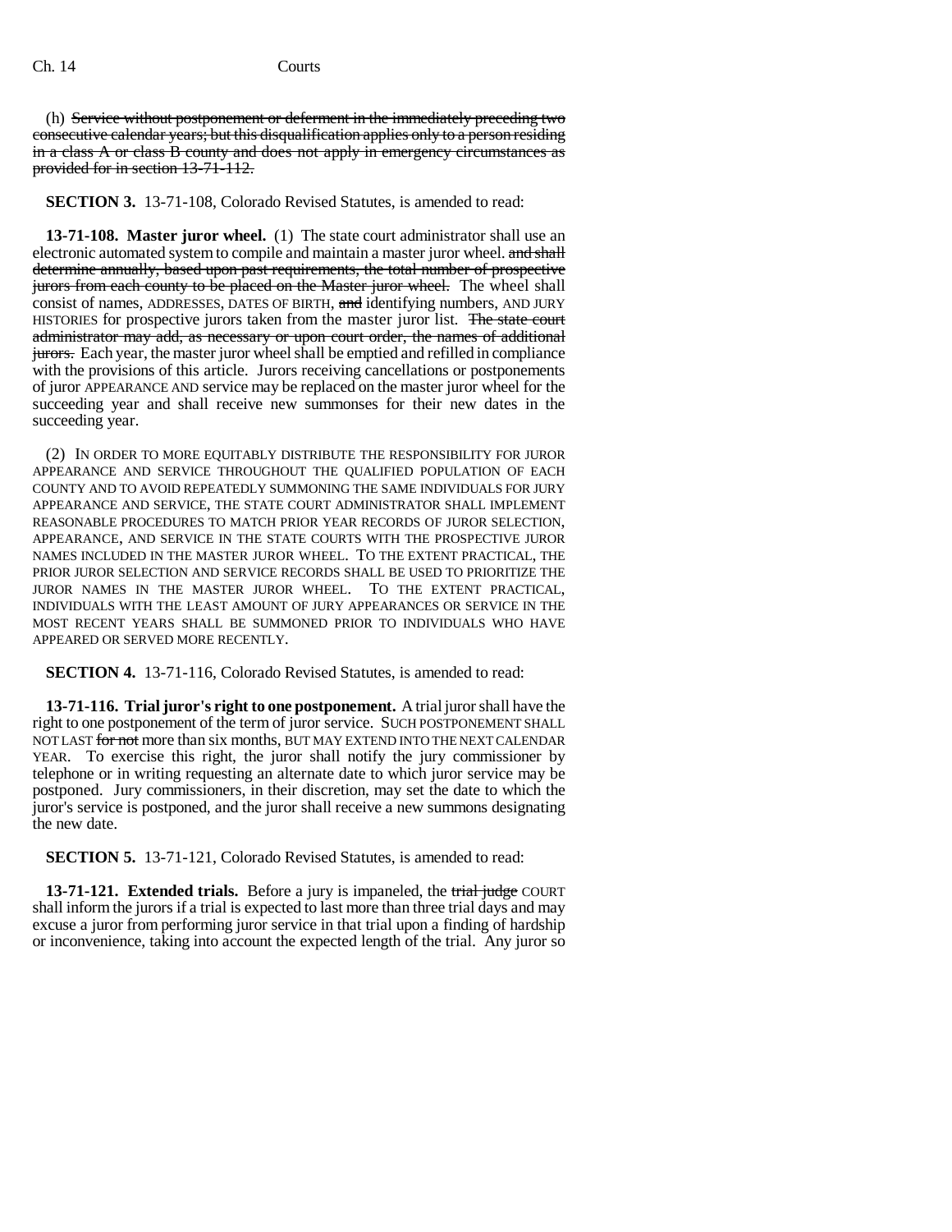(h) ~~Service without postponement or deferment in the immediately preceding two consecutive calendar years; but this disqualification applies only to a person residing in a class A or class B county and does not apply in emergency circumstances as provided for in section 13-71-112.~~

**SECTION 3.** 13-71-108, Colorado Revised Statutes, is amended to read:

**13-71-108. Master juror wheel.** (1) The state court administrator shall use an electronic automated system to compile and maintain a master juror wheel. ~~and shall determine annually, based upon past requirements, the total number of prospective jurors from each county to be placed on the Master juror wheel.~~ The wheel shall consist of names, ADDRESSES, DATES OF BIRTH, ~~and~~ identifying numbers, AND JURY HISTORIES for prospective jurors taken from the master juror list. ~~The state court administrator may add, as necessary or upon court order, the names of additional jurors.~~ Each year, the master juror wheel shall be emptied and refilled in compliance with the provisions of this article. Jurors receiving cancellations or postponements of juror APPEARANCE AND service may be replaced on the master juror wheel for the succeeding year and shall receive new summonses for their new dates in the succeeding year.

(2) IN ORDER TO MORE EQUITABLY DISTRIBUTE THE RESPONSIBILITY FOR JUROR APPEARANCE AND SERVICE THROUGHOUT THE QUALIFIED POPULATION OF EACH COUNTY AND TO AVOID REPEATEDLY SUMMONING THE SAME INDIVIDUALS FOR JURY APPEARANCE AND SERVICE, THE STATE COURT ADMINISTRATOR SHALL IMPLEMENT REASONABLE PROCEDURES TO MATCH PRIOR YEAR RECORDS OF JUROR SELECTION, APPEARANCE, AND SERVICE IN THE STATE COURTS WITH THE PROSPECTIVE JUROR NAMES INCLUDED IN THE MASTER JUROR WHEEL. TO THE EXTENT PRACTICAL, THE PRIOR JUROR SELECTION AND SERVICE RECORDS SHALL BE USED TO PRIORITIZE THE JUROR NAMES IN THE MASTER JUROR WHEEL. TO THE EXTENT PRACTICAL, INDIVIDUALS WITH THE LEAST AMOUNT OF JURY APPEARANCES OR SERVICE IN THE MOST RECENT YEARS SHALL BE SUMMONED PRIOR TO INDIVIDUALS WHO HAVE APPEARED OR SERVED MORE RECENTLY.

**SECTION 4.** 13-71-116, Colorado Revised Statutes, is amended to read:

**13-71-116. Trial juror's right to one postponement.** A trial juror shall have the right to one postponement of the term of juror service. SUCH POSTPONEMENT SHALL NOT LAST ~~for not~~ more than six months, BUT MAY EXTEND INTO THE NEXT CALENDAR YEAR. To exercise this right, the juror shall notify the jury commissioner by telephone or in writing requesting an alternate date to which juror service may be postponed. Jury commissioners, in their discretion, may set the date to which the juror's service is postponed, and the juror shall receive a new summons designating the new date.

**SECTION 5.** 13-71-121, Colorado Revised Statutes, is amended to read:

**13-71-121. Extended trials.** Before a jury is impaneled, the ~~trial judge~~ COURT shall inform the jurors if a trial is expected to last more than three trial days and may excuse a juror from performing juror service in that trial upon a finding of hardship or inconvenience, taking into account the expected length of the trial. Any juror so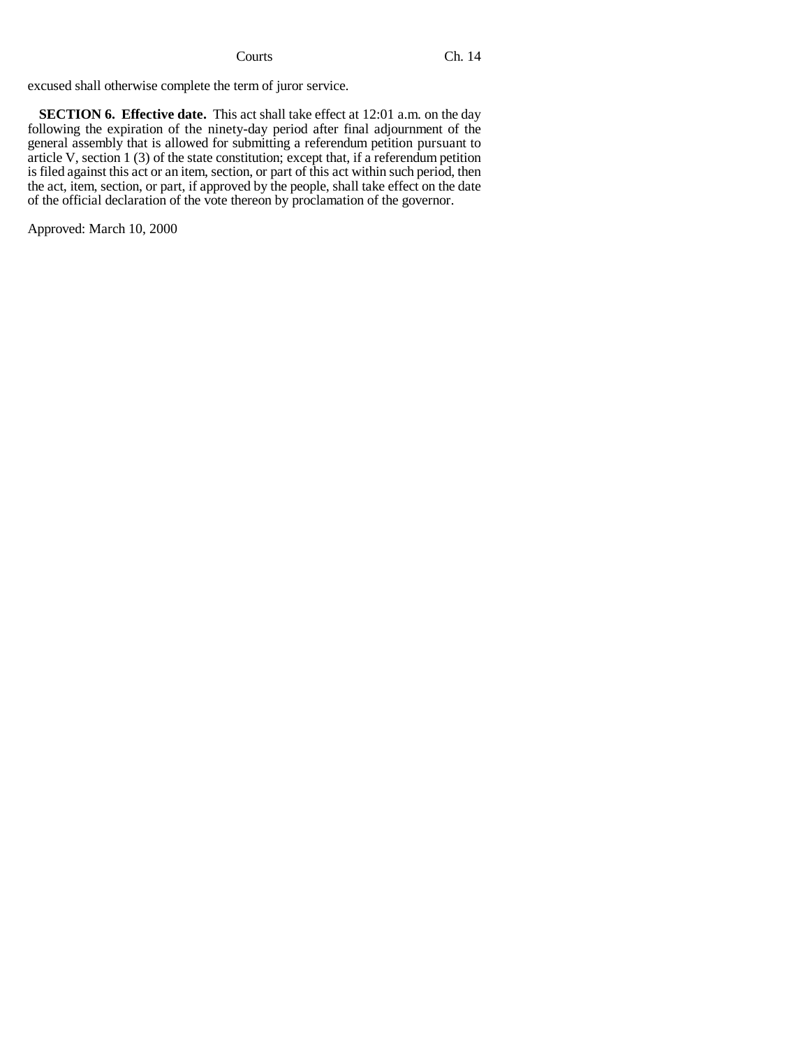excused shall otherwise complete the term of juror service.

**SECTION 6. Effective date.** This act shall take effect at 12:01 a.m. on the day following the expiration of the ninety-day period after final adjournment of the general assembly that is allowed for submitting a referendum petition pursuant to article V, section 1 (3) of the state constitution; except that, if a referendum petition is filed against this act or an item, section, or part of this act within such period, then the act, item, section, or part, if approved by the people, shall take effect on the date of the official declaration of the vote thereon by proclamation of the governor.

Approved: March 10, 2000